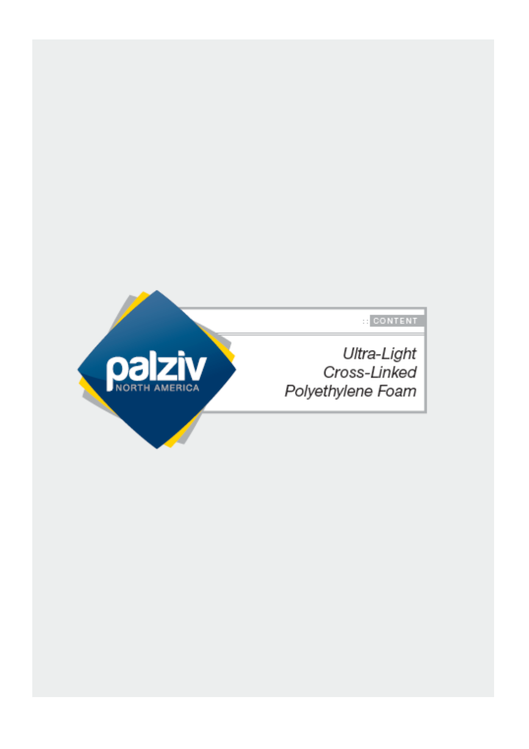palziv

NORTH AMERICA

:: CONTENT

*Ultra-Light Cross-Linked Polyethylene Foam*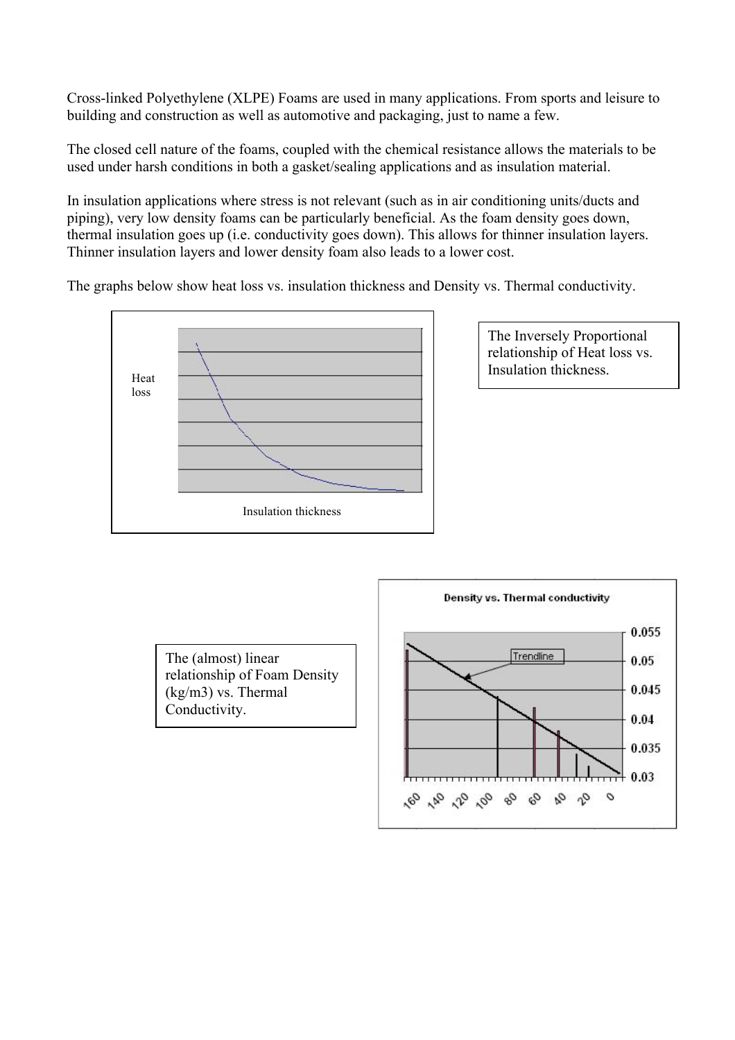Cross-linked Polyethylene (XLPE) Foams are used in many applications. From sports and leisure to building and construction as well as automotive and packaging, just to name a few.

The closed cell nature of the foams, coupled with the chemical resistance allows the materials to be used under harsh conditions in both a gasket/sealing applications and as insulation material.

In insulation applications where stress is not relevant (such as in air conditioning units/ducts and piping), very low density foams can be particularly beneficial. As the foam density goes down, thermal insulation goes up (i.e. conductivity goes down). This allows for thinner insulation layers. Thinner insulation layers and lower density foam also leads to a lower cost.

The graphs below show heat loss vs. insulation thickness and Density vs. Thermal conductivity.

Heat loss

Insulation thickness

The Inversely Proportional relationship of Heat loss vs. Insulation thickness.

The (almost) linear relationship of Foam Density (kg/m3) vs. Thermal Conductivity.

Density vs. Thermal conductivity

Trendline

0.055 0.05 0.045 0.04 0.035 0.03

160 140 120 100 80 60 40 20 0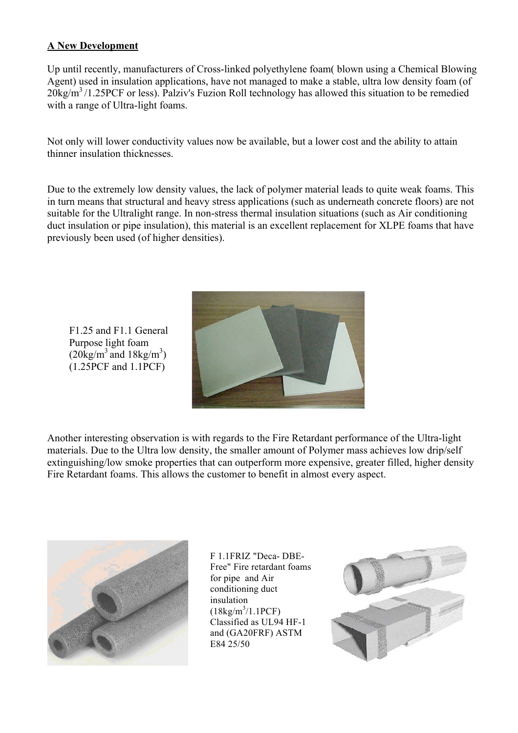## A New Development

Up until recently, manufacturers of Cross-linked polyethylene foam( blown using a Chemical Blowing Agent) used in insulation applications, have not managed to make a stable, ultra low density foam (of $20kg/m^3$ /1.25PCF or less). Palziv's Fuzion Roll technology has allowed this situation to be remedied with a range of Ultra-light foams.

Not only will lower conductivity values now be available, but a lower cost and the ability to attain thinner insulation thicknesses.

Due to the extremely low density values, the lack of polymer material leads to quite weak foams. This in turn means that structural and heavy stress applications (such as underneath concrete floors) are not suitable for the Ultralight range. In non-stress thermal insulation situations (such as Air conditioning duct insulation or pipe insulation), this material is an excellent replacement for XLPE foams that have previously been used (of higher densities).

F1.25 and F1.1 General Purpose light foam ($20kg/m^3$ and $18kg/m^3$) (1.25PCF and 1.1PCF)

Another interesting observation is with regards to the Fire Retardant performance of the Ultra-light materials. Due to the Ultra low density, the smaller amount of Polymer mass achieves low drip/self extinguishing/low smoke properties that can outperform more expensive, greater filled, higher density Fire Retardant foams. This allows the customer to benefit in almost every aspect.

F 1.1FRIZ "Deca- DBE-Free" Fire retardant foams for pipe and Air conditioning duct insulation ($18kg/m^3$/1.1PCF) Classified as UL94 HF-1 and (GA20FRF) ASTM E84 25/50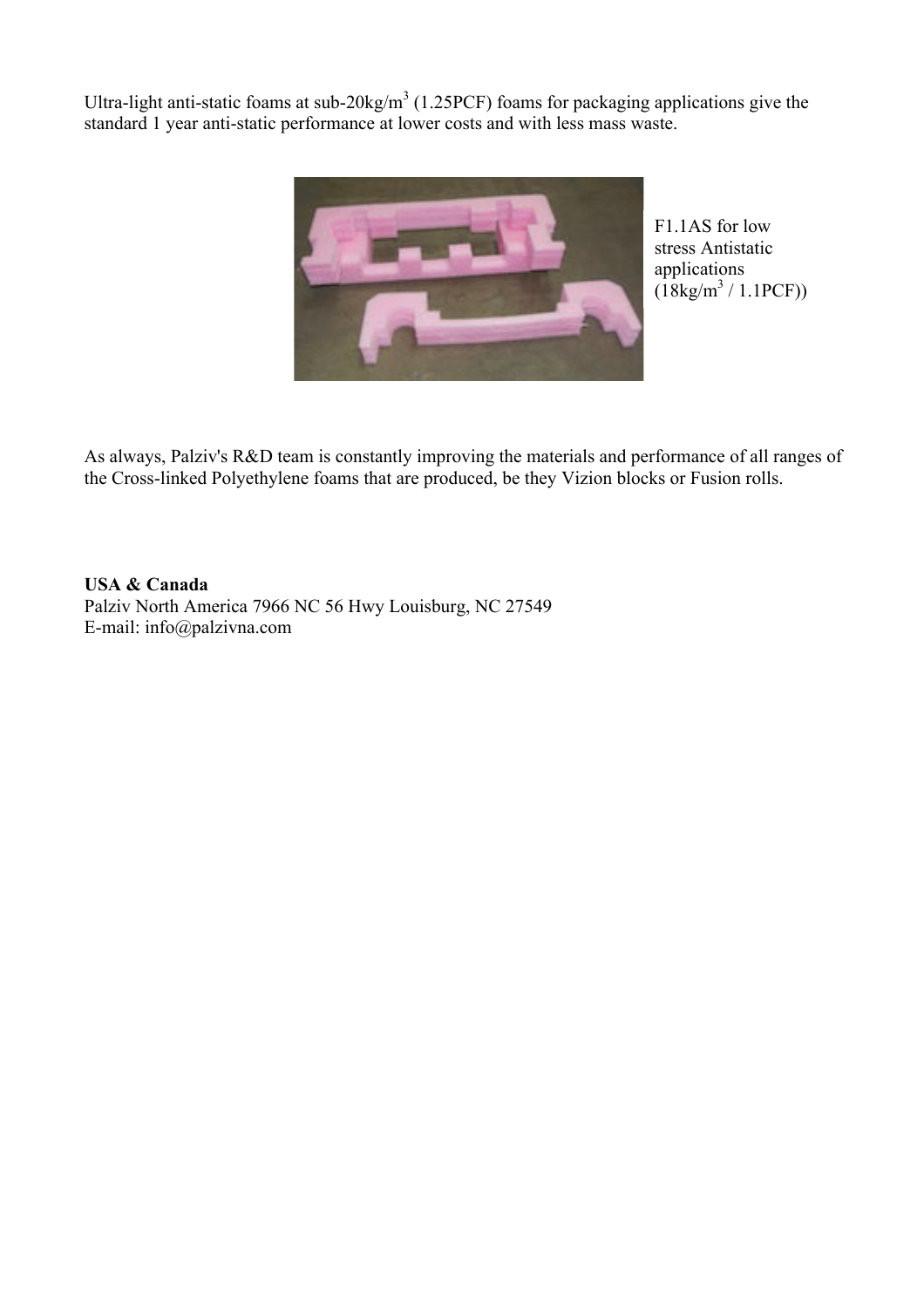Ultra-light anti-static foams at sub-20kg/$m^3$ (1.25PCF) foams for packaging applications give the standard 1 year anti-static performance at lower costs and with less mass waste.

F1.1AS for low stress Antistatic applications (18kg/$m^3$ / 1.1PCF))

As always, Palziv's R&D team is constantly improving the materials and performance of all ranges of the Cross-linked Polyethylene foams that are produced, be they Vizion blocks or Fusion rolls.

**USA & Canada**
Palziv North America 7966 NC 56 Hwy Louisburg, NC 27549
E-mail: info@palzivna.com